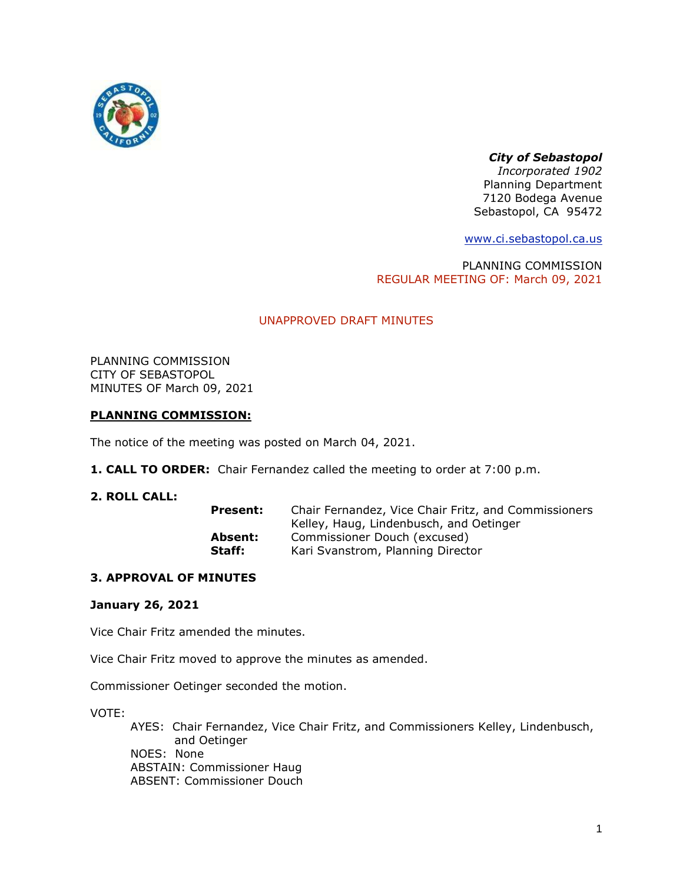***City of Sebastopol***
*Incorporated 1902*
Planning Department
7120 Bodega Avenue
Sebastopol, CA 95472

www.ci.sebastopol.ca.us

PLANNING COMMISSION
REGULAR MEETING OF: March 09, 2021

UNAPPROVED DRAFT MINUTES

PLANNING COMMISSION
CITY OF SEBASTOPOL
MINUTES OF March 09, 2021

**PLANNING COMMISSION:**

The notice of the meeting was posted on March 04, 2021.

**1. CALL TO ORDER:** Chair Fernandez called the meeting to order at 7:00 p.m.

**2. ROLL CALL:**

**Present:** Chair Fernandez, Vice Chair Fritz, and Commissioners Kelley, Haug, Lindenbusch, and Oetinger
**Absent:** Commissioner Douch (excused)
**Staff:** Kari Svanstrom, Planning Director

**3. APPROVAL OF MINUTES**

**January 26, 2021**

Vice Chair Fritz amended the minutes.

Vice Chair Fritz moved to approve the minutes as amended.

Commissioner Oetinger seconded the motion.

VOTE:
AYES: Chair Fernandez, Vice Chair Fritz, and Commissioners Kelley, Lindenbusch, and Oetinger
NOES: None
ABSTAIN: Commissioner Haug
ABSENT: Commissioner Douch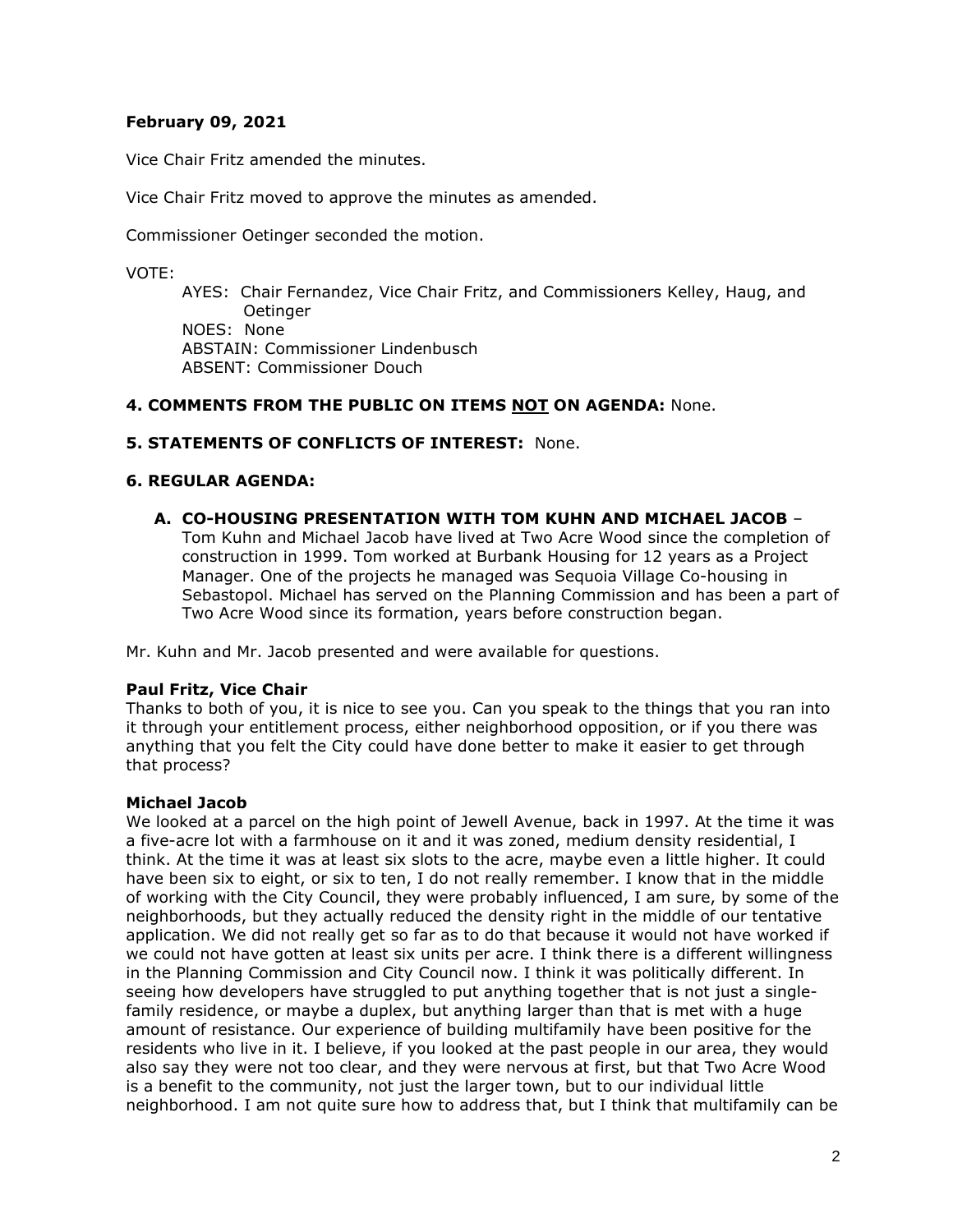**February 09, 2021**

Vice Chair Fritz amended the minutes.

Vice Chair Fritz moved to approve the minutes as amended.

Commissioner Oetinger seconded the motion.

VOTE:

AYES: Chair Fernandez, Vice Chair Fritz, and Commissioners Kelley, Haug, and Oetinger
NOES: None
ABSTAIN: Commissioner Lindenbusch
ABSENT: Commissioner Douch

**4. COMMENTS FROM THE PUBLIC ON ITEMS NOT ON AGENDA:** None.

**5. STATEMENTS OF CONFLICTS OF INTEREST:** None.

**6. REGULAR AGENDA:**

**A. CO-HOUSING PRESENTATION WITH TOM KUHN AND MICHAEL JACOB** – Tom Kuhn and Michael Jacob have lived at Two Acre Wood since the completion of construction in 1999. Tom worked at Burbank Housing for 12 years as a Project Manager. One of the projects he managed was Sequoia Village Co-housing in Sebastopol. Michael has served on the Planning Commission and has been a part of Two Acre Wood since its formation, years before construction began.

Mr. Kuhn and Mr. Jacob presented and were available for questions.

**Paul Fritz, Vice Chair**
Thanks to both of you, it is nice to see you. Can you speak to the things that you ran into it through your entitlement process, either neighborhood opposition, or if you there was anything that you felt the City could have done better to make it easier to get through that process?

**Michael Jacob**
We looked at a parcel on the high point of Jewell Avenue, back in 1997. At the time it was a five-acre lot with a farmhouse on it and it was zoned, medium density residential, I think. At the time it was at least six slots to the acre, maybe even a little higher. It could have been six to eight, or six to ten, I do not really remember. I know that in the middle of working with the City Council, they were probably influenced, I am sure, by some of the neighborhoods, but they actually reduced the density right in the middle of our tentative application. We did not really get so far as to do that because it would not have worked if we could not have gotten at least six units per acre. I think there is a different willingness in the Planning Commission and City Council now. I think it was politically different. In seeing how developers have struggled to put anything together that is not just a single-family residence, or maybe a duplex, but anything larger than that is met with a huge amount of resistance. Our experience of building multifamily have been positive for the residents who live in it. I believe, if you looked at the past people in our area, they would also say they were not too clear, and they were nervous at first, but that Two Acre Wood is a benefit to the community, not just the larger town, but to our individual little neighborhood. I am not quite sure how to address that, but I think that multifamily can be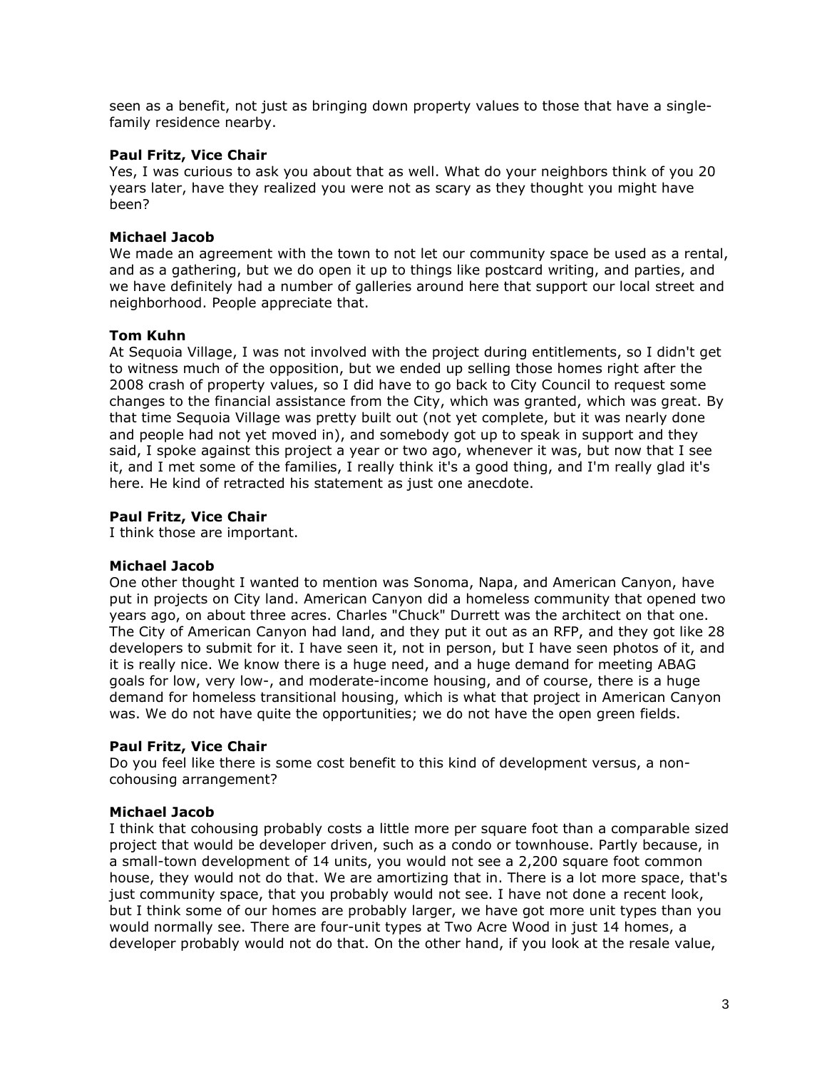seen as a benefit, not just as bringing down property values to those that have a single-family residence nearby.

**Paul Fritz, Vice Chair**
Yes, I was curious to ask you about that as well. What do your neighbors think of you 20 years later, have they realized you were not as scary as they thought you might have been?

**Michael Jacob**
We made an agreement with the town to not let our community space be used as a rental, and as a gathering, but we do open it up to things like postcard writing, and parties, and we have definitely had a number of galleries around here that support our local street and neighborhood. People appreciate that.

**Tom Kuhn**
At Sequoia Village, I was not involved with the project during entitlements, so I didn't get to witness much of the opposition, but we ended up selling those homes right after the 2008 crash of property values, so I did have to go back to City Council to request some changes to the financial assistance from the City, which was granted, which was great. By that time Sequoia Village was pretty built out (not yet complete, but it was nearly done and people had not yet moved in), and somebody got up to speak in support and they said, I spoke against this project a year or two ago, whenever it was, but now that I see it, and I met some of the families, I really think it's a good thing, and I'm really glad it's here. He kind of retracted his statement as just one anecdote.

**Paul Fritz, Vice Chair**
I think those are important.

**Michael Jacob**
One other thought I wanted to mention was Sonoma, Napa, and American Canyon, have put in projects on City land. American Canyon did a homeless community that opened two years ago, on about three acres. Charles "Chuck" Durrett was the architect on that one. The City of American Canyon had land, and they put it out as an RFP, and they got like 28 developers to submit for it. I have seen it, not in person, but I have seen photos of it, and it is really nice. We know there is a huge need, and a huge demand for meeting ABAG goals for low, very low-, and moderate-income housing, and of course, there is a huge demand for homeless transitional housing, which is what that project in American Canyon was. We do not have quite the opportunities; we do not have the open green fields.

**Paul Fritz, Vice Chair**
Do you feel like there is some cost benefit to this kind of development versus, a non-cohousing arrangement?

**Michael Jacob**
I think that cohousing probably costs a little more per square foot than a comparable sized project that would be developer driven, such as a condo or townhouse. Partly because, in a small-town development of 14 units, you would not see a 2,200 square foot common house, they would not do that. We are amortizing that in. There is a lot more space, that's just community space, that you probably would not see. I have not done a recent look, but I think some of our homes are probably larger, we have got more unit types than you would normally see. There are four-unit types at Two Acre Wood in just 14 homes, a developer probably would not do that. On the other hand, if you look at the resale value,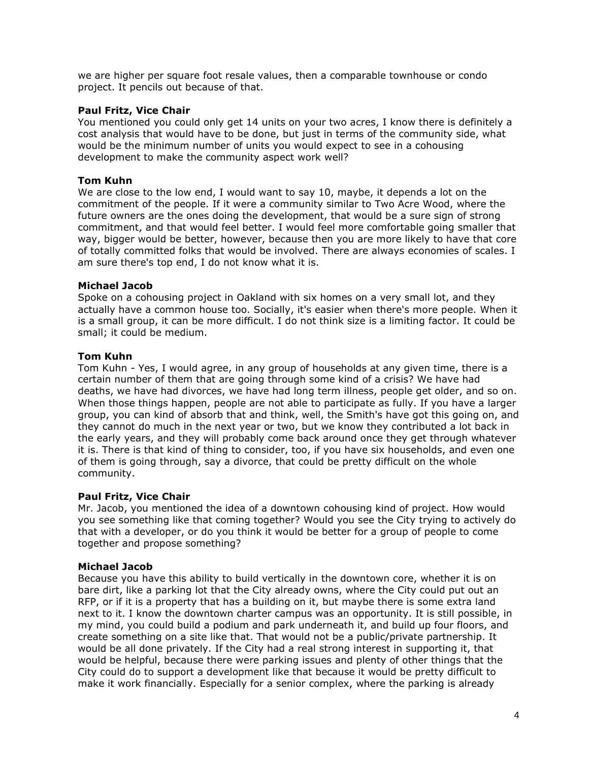we are higher per square foot resale values, then a comparable townhouse or condo project. It pencils out because of that.

**Paul Fritz, Vice Chair**
You mentioned you could only get 14 units on your two acres, I know there is definitely a cost analysis that would have to be done, but just in terms of the community side, what would be the minimum number of units you would expect to see in a cohousing development to make the community aspect work well?

**Tom Kuhn**
We are close to the low end, I would want to say 10, maybe, it depends a lot on the commitment of the people. If it were a community similar to Two Acre Wood, where the future owners are the ones doing the development, that would be a sure sign of strong commitment, and that would feel better. I would feel more comfortable going smaller that way, bigger would be better, however, because then you are more likely to have that core of totally committed folks that would be involved. There are always economies of scales. I am sure there's top end, I do not know what it is.

**Michael Jacob**
Spoke on a cohousing project in Oakland with six homes on a very small lot, and they actually have a common house too. Socially, it's easier when there's more people. When it is a small group, it can be more difficult. I do not think size is a limiting factor. It could be small; it could be medium.

**Tom Kuhn**
Tom Kuhn - Yes, I would agree, in any group of households at any given time, there is a certain number of them that are going through some kind of a crisis? We have had deaths, we have had divorces, we have had long term illness, people get older, and so on. When those things happen, people are not able to participate as fully. If you have a larger group, you can kind of absorb that and think, well, the Smith's have got this going on, and they cannot do much in the next year or two, but we know they contributed a lot back in the early years, and they will probably come back around once they get through whatever it is. There is that kind of thing to consider, too, if you have six households, and even one of them is going through, say a divorce, that could be pretty difficult on the whole community.

**Paul Fritz, Vice Chair**
Mr. Jacob, you mentioned the idea of a downtown cohousing kind of project. How would you see something like that coming together? Would you see the City trying to actively do that with a developer, or do you think it would be better for a group of people to come together and propose something?

**Michael Jacob**
Because you have this ability to build vertically in the downtown core, whether it is on bare dirt, like a parking lot that the City already owns, where the City could put out an RFP, or if it is a property that has a building on it, but maybe there is some extra land next to it. I know the downtown charter campus was an opportunity. It is still possible, in my mind, you could build a podium and park underneath it, and build up four floors, and create something on a site like that. That would not be a public/private partnership. It would be all done privately. If the City had a real strong interest in supporting it, that would be helpful, because there were parking issues and plenty of other things that the City could do to support a development like that because it would be pretty difficult to make it work financially. Especially for a senior complex, where the parking is already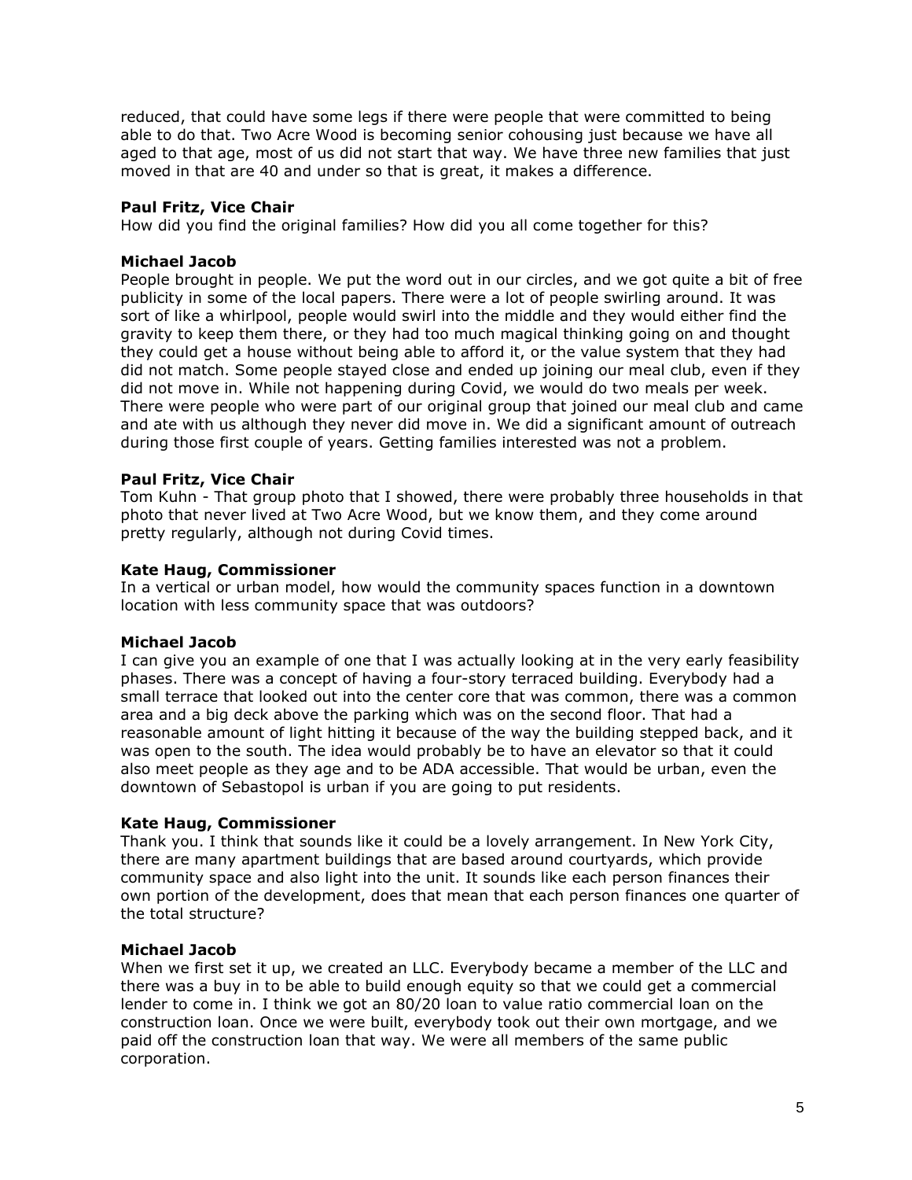reduced, that could have some legs if there were people that were committed to being able to do that. Two Acre Wood is becoming senior cohousing just because we have all aged to that age, most of us did not start that way. We have three new families that just moved in that are 40 and under so that is great, it makes a difference.

**Paul Fritz, Vice Chair**
How did you find the original families? How did you all come together for this?

**Michael Jacob**
People brought in people. We put the word out in our circles, and we got quite a bit of free publicity in some of the local papers. There were a lot of people swirling around. It was sort of like a whirlpool, people would swirl into the middle and they would either find the gravity to keep them there, or they had too much magical thinking going on and thought they could get a house without being able to afford it, or the value system that they had did not match. Some people stayed close and ended up joining our meal club, even if they did not move in. While not happening during Covid, we would do two meals per week. There were people who were part of our original group that joined our meal club and came and ate with us although they never did move in. We did a significant amount of outreach during those first couple of years. Getting families interested was not a problem.

**Paul Fritz, Vice Chair**
Tom Kuhn - That group photo that I showed, there were probably three households in that photo that never lived at Two Acre Wood, but we know them, and they come around pretty regularly, although not during Covid times.

**Kate Haug, Commissioner**
In a vertical or urban model, how would the community spaces function in a downtown location with less community space that was outdoors?

**Michael Jacob**
I can give you an example of one that I was actually looking at in the very early feasibility phases. There was a concept of having a four-story terraced building. Everybody had a small terrace that looked out into the center core that was common, there was a common area and a big deck above the parking which was on the second floor. That had a reasonable amount of light hitting it because of the way the building stepped back, and it was open to the south. The idea would probably be to have an elevator so that it could also meet people as they age and to be ADA accessible. That would be urban, even the downtown of Sebastopol is urban if you are going to put residents.

**Kate Haug, Commissioner**
Thank you. I think that sounds like it could be a lovely arrangement. In New York City, there are many apartment buildings that are based around courtyards, which provide community space and also light into the unit. It sounds like each person finances their own portion of the development, does that mean that each person finances one quarter of the total structure?

**Michael Jacob**
When we first set it up, we created an LLC. Everybody became a member of the LLC and there was a buy in to be able to build enough equity so that we could get a commercial lender to come in. I think we got an 80/20 loan to value ratio commercial loan on the construction loan. Once we were built, everybody took out their own mortgage, and we paid off the construction loan that way. We were all members of the same public corporation.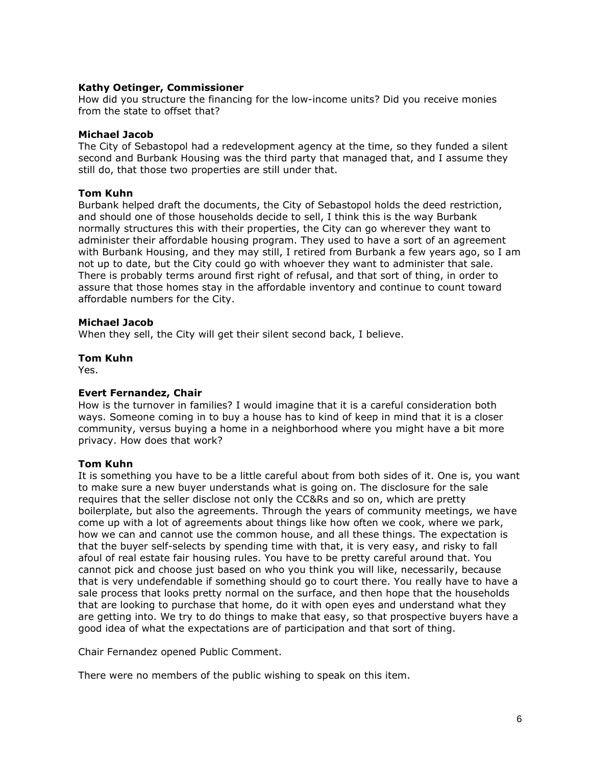**Kathy Oetinger, Commissioner**
How did you structure the financing for the low-income units? Did you receive monies from the state to offset that?

**Michael Jacob**
The City of Sebastopol had a redevelopment agency at the time, so they funded a silent second and Burbank Housing was the third party that managed that, and I assume they still do, that those two properties are still under that.

**Tom Kuhn**
Burbank helped draft the documents, the City of Sebastopol holds the deed restriction, and should one of those households decide to sell, I think this is the way Burbank normally structures this with their properties, the City can go wherever they want to administer their affordable housing program. They used to have a sort of an agreement with Burbank Housing, and they may still, I retired from Burbank a few years ago, so I am not up to date, but the City could go with whoever they want to administer that sale. There is probably terms around first right of refusal, and that sort of thing, in order to assure that those homes stay in the affordable inventory and continue to count toward affordable numbers for the City.

**Michael Jacob**
When they sell, the City will get their silent second back, I believe.

**Tom Kuhn**
Yes.

**Evert Fernandez, Chair**
How is the turnover in families? I would imagine that it is a careful consideration both ways. Someone coming in to buy a house has to kind of keep in mind that it is a closer community, versus buying a home in a neighborhood where you might have a bit more privacy. How does that work?

**Tom Kuhn**
It is something you have to be a little careful about from both sides of it. One is, you want to make sure a new buyer understands what is going on. The disclosure for the sale requires that the seller disclose not only the CC&Rs and so on, which are pretty boilerplate, but also the agreements. Through the years of community meetings, we have come up with a lot of agreements about things like how often we cook, where we park, how we can and cannot use the common house, and all these things. The expectation is that the buyer self-selects by spending time with that, it is very easy, and risky to fall afoul of real estate fair housing rules. You have to be pretty careful around that. You cannot pick and choose just based on who you think you will like, necessarily, because that is very undefendable if something should go to court there. You really have to have a sale process that looks pretty normal on the surface, and then hope that the households that are looking to purchase that home, do it with open eyes and understand what they are getting into. We try to do things to make that easy, so that prospective buyers have a good idea of what the expectations are of participation and that sort of thing.

Chair Fernandez opened Public Comment.

There were no members of the public wishing to speak on this item.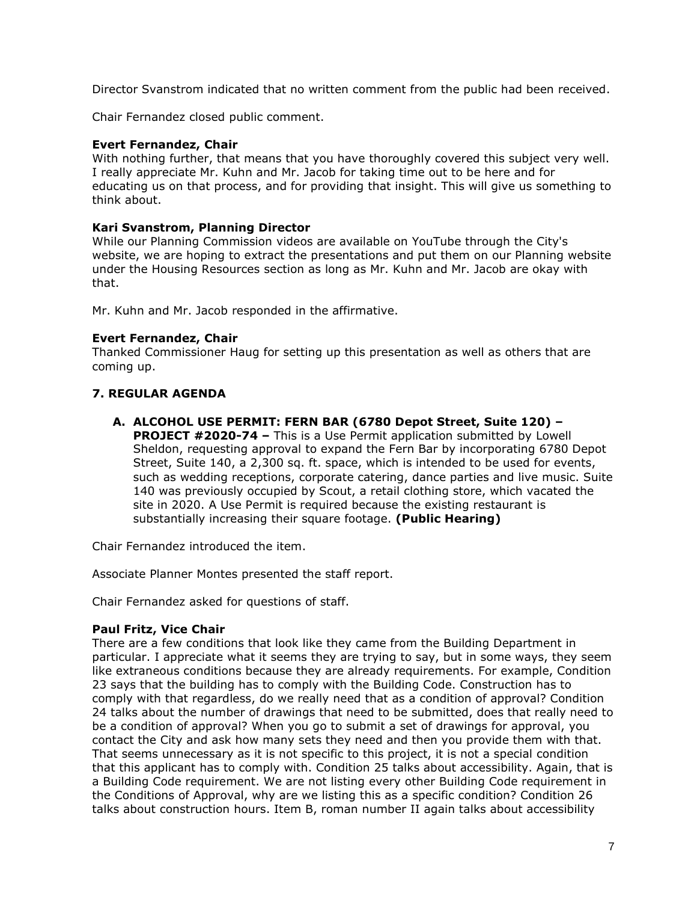Director Svanstrom indicated that no written comment from the public had been received.

Chair Fernandez closed public comment.

**Evert Fernandez, Chair**
With nothing further, that means that you have thoroughly covered this subject very well. I really appreciate Mr. Kuhn and Mr. Jacob for taking time out to be here and for educating us on that process, and for providing that insight. This will give us something to think about.

**Kari Svanstrom, Planning Director**
While our Planning Commission videos are available on YouTube through the City's website, we are hoping to extract the presentations and put them on our Planning website under the Housing Resources section as long as Mr. Kuhn and Mr. Jacob are okay with that.

Mr. Kuhn and Mr. Jacob responded in the affirmative.

**Evert Fernandez, Chair**
Thanked Commissioner Haug for setting up this presentation as well as others that are coming up.

## 7. REGULAR AGENDA

**A. ALCOHOL USE PERMIT: FERN BAR (6780 Depot Street, Suite 120) – PROJECT #2020-74 –** This is a Use Permit application submitted by Lowell Sheldon, requesting approval to expand the Fern Bar by incorporating 6780 Depot Street, Suite 140, a 2,300 sq. ft. space, which is intended to be used for events, such as wedding receptions, corporate catering, dance parties and live music. Suite 140 was previously occupied by Scout, a retail clothing store, which vacated the site in 2020. A Use Permit is required because the existing restaurant is substantially increasing their square footage. **(Public Hearing)**

Chair Fernandez introduced the item.

Associate Planner Montes presented the staff report.

Chair Fernandez asked for questions of staff.

**Paul Fritz, Vice Chair**
There are a few conditions that look like they came from the Building Department in particular. I appreciate what it seems they are trying to say, but in some ways, they seem like extraneous conditions because they are already requirements. For example, Condition 23 says that the building has to comply with the Building Code. Construction has to comply with that regardless, do we really need that as a condition of approval? Condition 24 talks about the number of drawings that need to be submitted, does that really need to be a condition of approval? When you go to submit a set of drawings for approval, you contact the City and ask how many sets they need and then you provide them with that. That seems unnecessary as it is not specific to this project, it is not a special condition that this applicant has to comply with. Condition 25 talks about accessibility. Again, that is a Building Code requirement. We are not listing every other Building Code requirement in the Conditions of Approval, why are we listing this as a specific condition? Condition 26 talks about construction hours. Item B, roman number II again talks about accessibility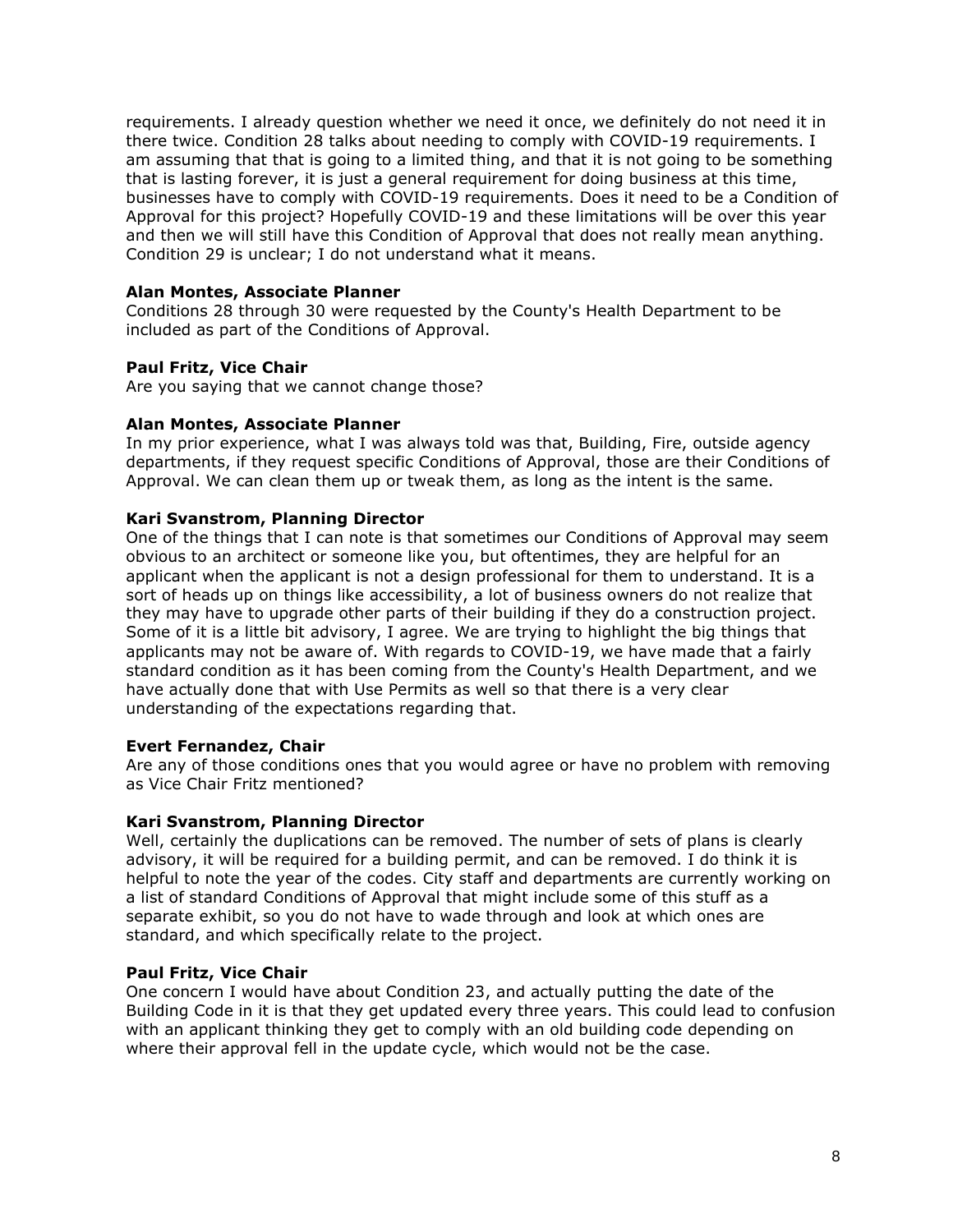requirements. I already question whether we need it once, we definitely do not need it in there twice. Condition 28 talks about needing to comply with COVID-19 requirements. I am assuming that that is going to a limited thing, and that it is not going to be something that is lasting forever, it is just a general requirement for doing business at this time, businesses have to comply with COVID-19 requirements. Does it need to be a Condition of Approval for this project? Hopefully COVID-19 and these limitations will be over this year and then we will still have this Condition of Approval that does not really mean anything. Condition 29 is unclear; I do not understand what it means.

**Alan Montes, Associate Planner**
Conditions 28 through 30 were requested by the County's Health Department to be included as part of the Conditions of Approval.

**Paul Fritz, Vice Chair**
Are you saying that we cannot change those?

**Alan Montes, Associate Planner**
In my prior experience, what I was always told was that, Building, Fire, outside agency departments, if they request specific Conditions of Approval, those are their Conditions of Approval. We can clean them up or tweak them, as long as the intent is the same.

**Kari Svanstrom, Planning Director**
One of the things that I can note is that sometimes our Conditions of Approval may seem obvious to an architect or someone like you, but oftentimes, they are helpful for an applicant when the applicant is not a design professional for them to understand. It is a sort of heads up on things like accessibility, a lot of business owners do not realize that they may have to upgrade other parts of their building if they do a construction project. Some of it is a little bit advisory, I agree. We are trying to highlight the big things that applicants may not be aware of. With regards to COVID-19, we have made that a fairly standard condition as it has been coming from the County's Health Department, and we have actually done that with Use Permits as well so that there is a very clear understanding of the expectations regarding that.

**Evert Fernandez, Chair**
Are any of those conditions ones that you would agree or have no problem with removing as Vice Chair Fritz mentioned?

**Kari Svanstrom, Planning Director**
Well, certainly the duplications can be removed. The number of sets of plans is clearly advisory, it will be required for a building permit, and can be removed. I do think it is helpful to note the year of the codes. City staff and departments are currently working on a list of standard Conditions of Approval that might include some of this stuff as a separate exhibit, so you do not have to wade through and look at which ones are standard, and which specifically relate to the project.

**Paul Fritz, Vice Chair**
One concern I would have about Condition 23, and actually putting the date of the Building Code in it is that they get updated every three years. This could lead to confusion with an applicant thinking they get to comply with an old building code depending on where their approval fell in the update cycle, which would not be the case.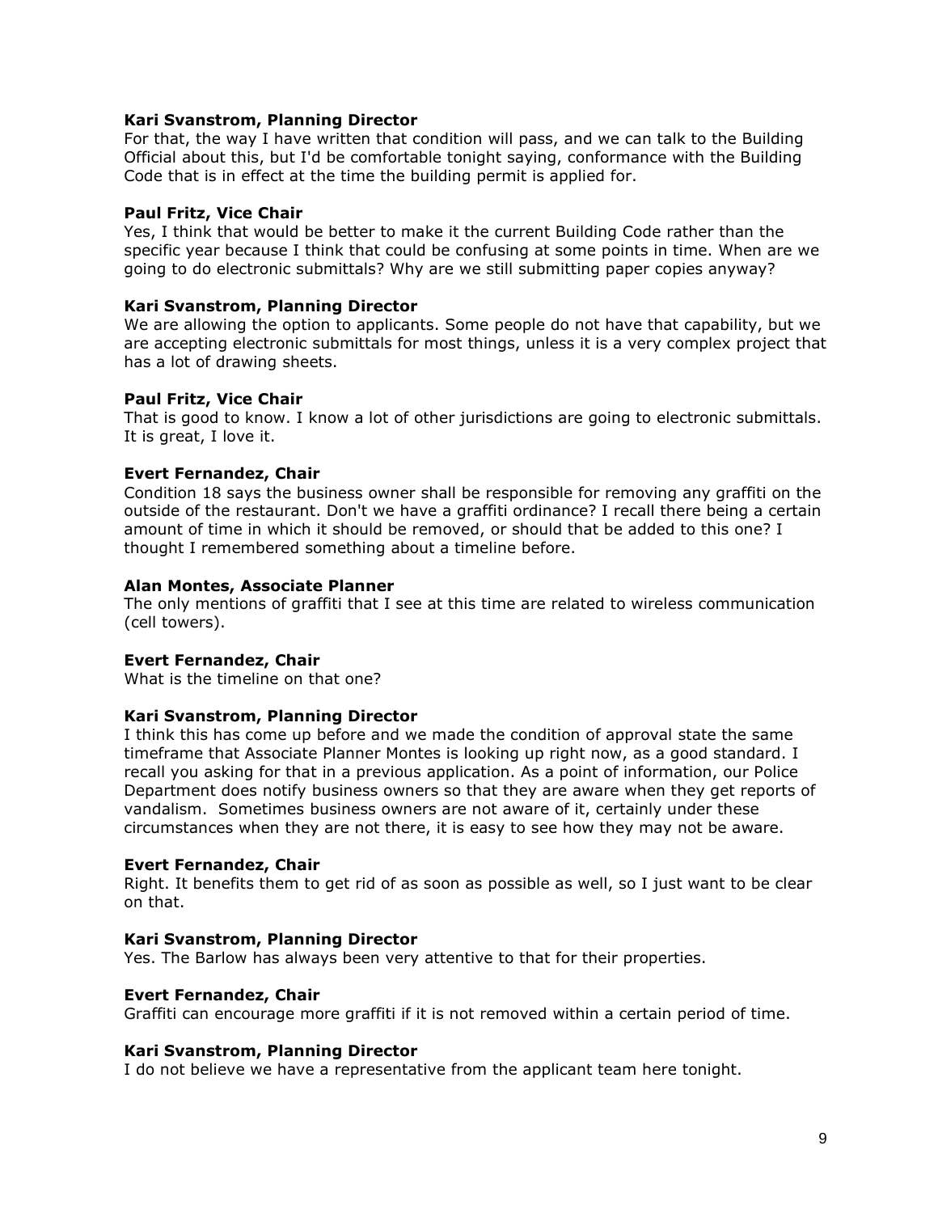**Kari Svanstrom, Planning Director**
For that, the way I have written that condition will pass, and we can talk to the Building Official about this, but I'd be comfortable tonight saying, conformance with the Building Code that is in effect at the time the building permit is applied for.

**Paul Fritz, Vice Chair**
Yes, I think that would be better to make it the current Building Code rather than the specific year because I think that could be confusing at some points in time. When are we going to do electronic submittals? Why are we still submitting paper copies anyway?

**Kari Svanstrom, Planning Director**
We are allowing the option to applicants. Some people do not have that capability, but we are accepting electronic submittals for most things, unless it is a very complex project that has a lot of drawing sheets.

**Paul Fritz, Vice Chair**
That is good to know. I know a lot of other jurisdictions are going to electronic submittals. It is great, I love it.

**Evert Fernandez, Chair**
Condition 18 says the business owner shall be responsible for removing any graffiti on the outside of the restaurant. Don't we have a graffiti ordinance? I recall there being a certain amount of time in which it should be removed, or should that be added to this one? I thought I remembered something about a timeline before.

**Alan Montes, Associate Planner**
The only mentions of graffiti that I see at this time are related to wireless communication (cell towers).

**Evert Fernandez, Chair**
What is the timeline on that one?

**Kari Svanstrom, Planning Director**
I think this has come up before and we made the condition of approval state the same timeframe that Associate Planner Montes is looking up right now, as a good standard. I recall you asking for that in a previous application. As a point of information, our Police Department does notify business owners so that they are aware when they get reports of vandalism. Sometimes business owners are not aware of it, certainly under these circumstances when they are not there, it is easy to see how they may not be aware.

**Evert Fernandez, Chair**
Right. It benefits them to get rid of as soon as possible as well, so I just want to be clear on that.

**Kari Svanstrom, Planning Director**
Yes. The Barlow has always been very attentive to that for their properties.

**Evert Fernandez, Chair**
Graffiti can encourage more graffiti if it is not removed within a certain period of time.

**Kari Svanstrom, Planning Director**
I do not believe we have a representative from the applicant team here tonight.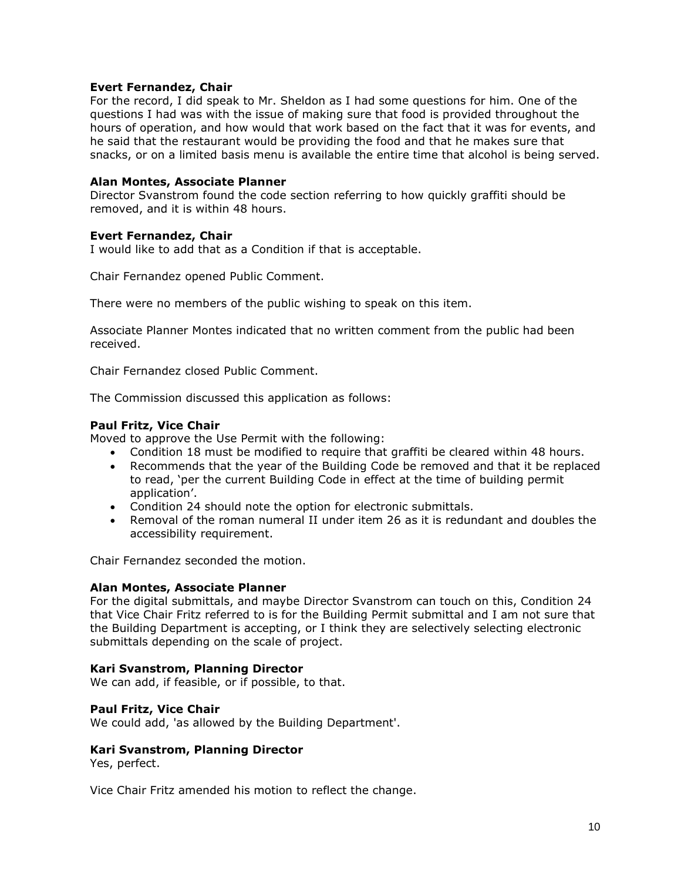**Evert Fernandez, Chair**
For the record, I did speak to Mr. Sheldon as I had some questions for him. One of the questions I had was with the issue of making sure that food is provided throughout the hours of operation, and how would that work based on the fact that it was for events, and he said that the restaurant would be providing the food and that he makes sure that snacks, or on a limited basis menu is available the entire time that alcohol is being served.

**Alan Montes, Associate Planner**
Director Svanstrom found the code section referring to how quickly graffiti should be removed, and it is within 48 hours.

**Evert Fernandez, Chair**
I would like to add that as a Condition if that is acceptable.

Chair Fernandez opened Public Comment.

There were no members of the public wishing to speak on this item.

Associate Planner Montes indicated that no written comment from the public had been received.

Chair Fernandez closed Public Comment.

The Commission discussed this application as follows:

**Paul Fritz, Vice Chair**
Moved to approve the Use Permit with the following:

- Condition 18 must be modified to require that graffiti be cleared within 48 hours.
- Recommends that the year of the Building Code be removed and that it be replaced to read, 'per the current Building Code in effect at the time of building permit application'.
- Condition 24 should note the option for electronic submittals.
- Removal of the roman numeral II under item 26 as it is redundant and doubles the accessibility requirement.

Chair Fernandez seconded the motion.

**Alan Montes, Associate Planner**
For the digital submittals, and maybe Director Svanstrom can touch on this, Condition 24 that Vice Chair Fritz referred to is for the Building Permit submittal and I am not sure that the Building Department is accepting, or I think they are selectively selecting electronic submittals depending on the scale of project.

**Kari Svanstrom, Planning Director**
We can add, if feasible, or if possible, to that.

**Paul Fritz, Vice Chair**
We could add, 'as allowed by the Building Department'.

**Kari Svanstrom, Planning Director**
Yes, perfect.

Vice Chair Fritz amended his motion to reflect the change.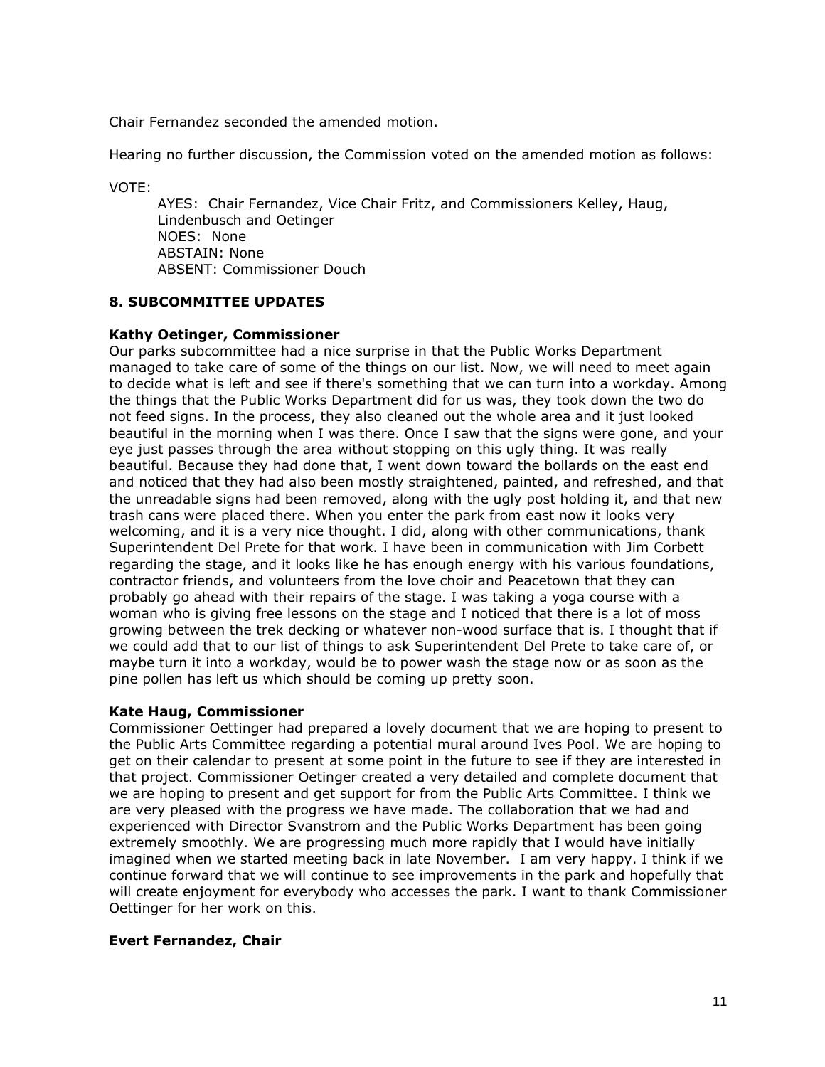Chair Fernandez seconded the amended motion.

Hearing no further discussion, the Commission voted on the amended motion as follows:

VOTE:

AYES: Chair Fernandez, Vice Chair Fritz, and Commissioners Kelley, Haug, Lindenbusch and Oetinger
NOES: None
ABSTAIN: None
ABSENT: Commissioner Douch

## 8. SUBCOMMITTEE UPDATES

**Kathy Oetinger, Commissioner**

Our parks subcommittee had a nice surprise in that the Public Works Department managed to take care of some of the things on our list. Now, we will need to meet again to decide what is left and see if there's something that we can turn into a workday. Among the things that the Public Works Department did for us was, they took down the two do not feed signs. In the process, they also cleaned out the whole area and it just looked beautiful in the morning when I was there. Once I saw that the signs were gone, and your eye just passes through the area without stopping on this ugly thing. It was really beautiful. Because they had done that, I went down toward the bollards on the east end and noticed that they had also been mostly straightened, painted, and refreshed, and that the unreadable signs had been removed, along with the ugly post holding it, and that new trash cans were placed there. When you enter the park from east now it looks very welcoming, and it is a very nice thought. I did, along with other communications, thank Superintendent Del Prete for that work. I have been in communication with Jim Corbett regarding the stage, and it looks like he has enough energy with his various foundations, contractor friends, and volunteers from the love choir and Peacetown that they can probably go ahead with their repairs of the stage. I was taking a yoga course with a woman who is giving free lessons on the stage and I noticed that there is a lot of moss growing between the trek decking or whatever non-wood surface that is. I thought that if we could add that to our list of things to ask Superintendent Del Prete to take care of, or maybe turn it into a workday, would be to power wash the stage now or as soon as the pine pollen has left us which should be coming up pretty soon.

**Kate Haug, Commissioner**

Commissioner Oettinger had prepared a lovely document that we are hoping to present to the Public Arts Committee regarding a potential mural around Ives Pool. We are hoping to get on their calendar to present at some point in the future to see if they are interested in that project. Commissioner Oetinger created a very detailed and complete document that we are hoping to present and get support for from the Public Arts Committee. I think we are very pleased with the progress we have made. The collaboration that we had and experienced with Director Svanstrom and the Public Works Department has been going extremely smoothly. We are progressing much more rapidly that I would have initially imagined when we started meeting back in late November. I am very happy. I think if we continue forward that we will continue to see improvements in the park and hopefully that will create enjoyment for everybody who accesses the park. I want to thank Commissioner Oettinger for her work on this.

**Evert Fernandez, Chair**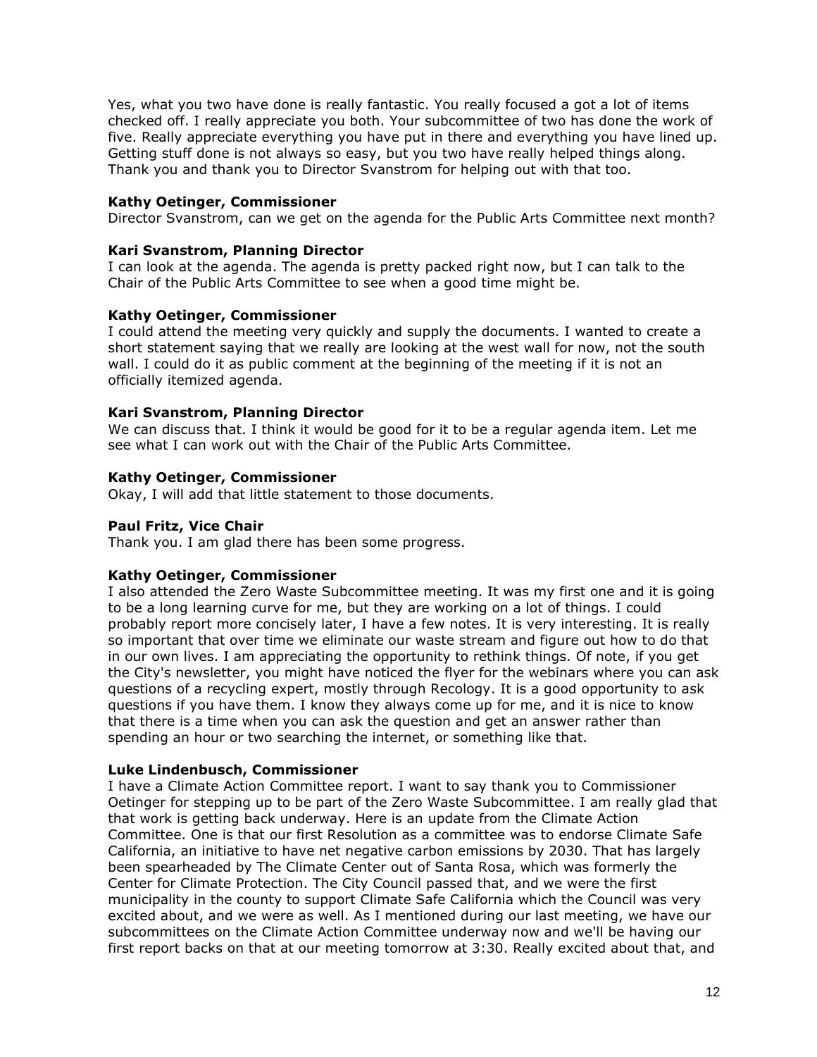Yes, what you two have done is really fantastic. You really focused a got a lot of items checked off. I really appreciate you both. Your subcommittee of two has done the work of five. Really appreciate everything you have put in there and everything you have lined up. Getting stuff done is not always so easy, but you two have really helped things along. Thank you and thank you to Director Svanstrom for helping out with that too.

**Kathy Oetinger, Commissioner**
Director Svanstrom, can we get on the agenda for the Public Arts Committee next month?

**Kari Svanstrom, Planning Director**
I can look at the agenda. The agenda is pretty packed right now, but I can talk to the Chair of the Public Arts Committee to see when a good time might be.

**Kathy Oetinger, Commissioner**
I could attend the meeting very quickly and supply the documents. I wanted to create a short statement saying that we really are looking at the west wall for now, not the south wall. I could do it as public comment at the beginning of the meeting if it is not an officially itemized agenda.

**Kari Svanstrom, Planning Director**
We can discuss that. I think it would be good for it to be a regular agenda item. Let me see what I can work out with the Chair of the Public Arts Committee.

**Kathy Oetinger, Commissioner**
Okay, I will add that little statement to those documents.

**Paul Fritz, Vice Chair**
Thank you. I am glad there has been some progress.

**Kathy Oetinger, Commissioner**
I also attended the Zero Waste Subcommittee meeting. It was my first one and it is going to be a long learning curve for me, but they are working on a lot of things. I could probably report more concisely later, I have a few notes. It is very interesting. It is really so important that over time we eliminate our waste stream and figure out how to do that in our own lives. I am appreciating the opportunity to rethink things. Of note, if you get the City's newsletter, you might have noticed the flyer for the webinars where you can ask questions of a recycling expert, mostly through Recology. It is a good opportunity to ask questions if you have them. I know they always come up for me, and it is nice to know that there is a time when you can ask the question and get an answer rather than spending an hour or two searching the internet, or something like that.

**Luke Lindenbusch, Commissioner**
I have a Climate Action Committee report. I want to say thank you to Commissioner Oetinger for stepping up to be part of the Zero Waste Subcommittee. I am really glad that that work is getting back underway. Here is an update from the Climate Action Committee. One is that our first Resolution as a committee was to endorse Climate Safe California, an initiative to have net negative carbon emissions by 2030. That has largely been spearheaded by The Climate Center out of Santa Rosa, which was formerly the Center for Climate Protection. The City Council passed that, and we were the first municipality in the county to support Climate Safe California which the Council was very excited about, and we were as well. As I mentioned during our last meeting, we have our subcommittees on the Climate Action Committee underway now and we'll be having our first report backs on that at our meeting tomorrow at 3:30. Really excited about that, and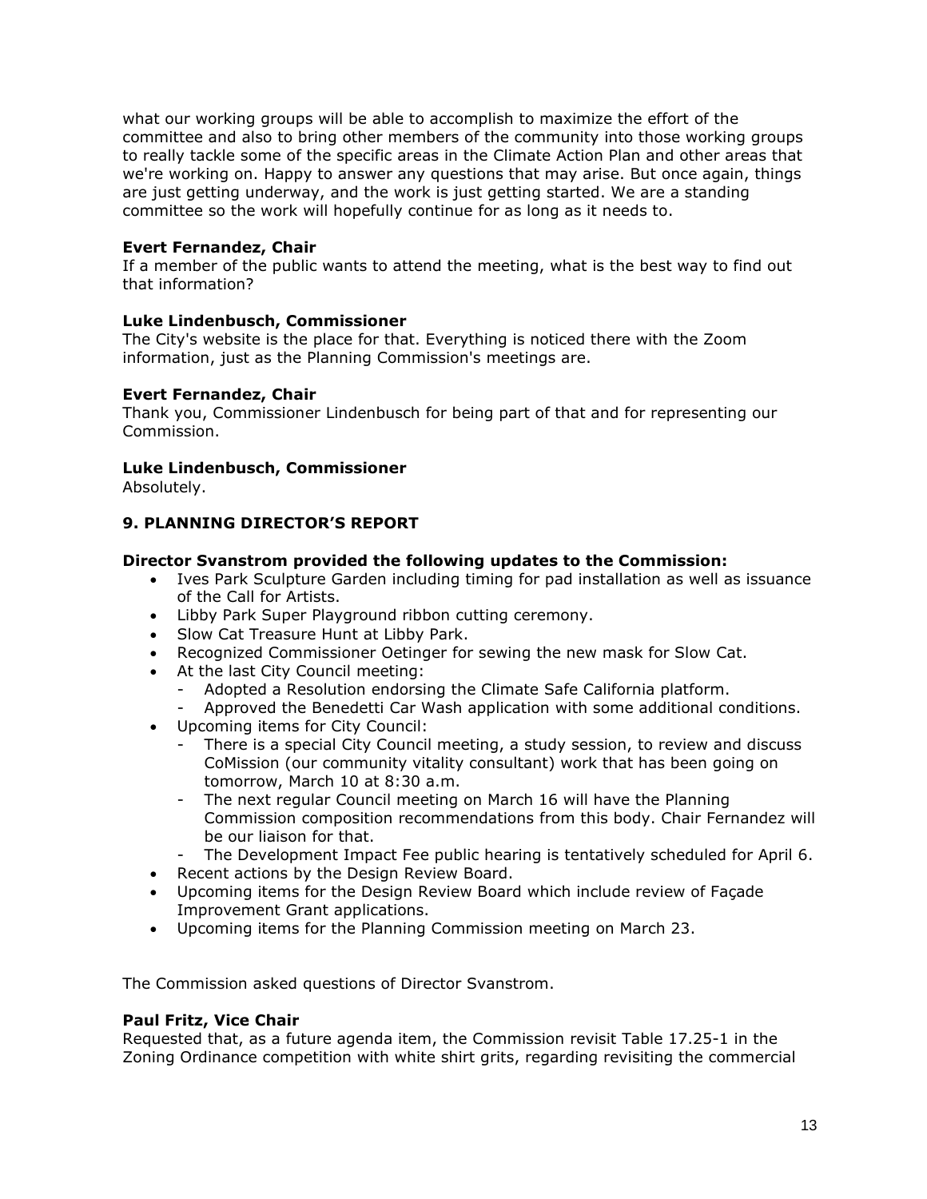what our working groups will be able to accomplish to maximize the effort of the committee and also to bring other members of the community into those working groups to really tackle some of the specific areas in the Climate Action Plan and other areas that we're working on. Happy to answer any questions that may arise. But once again, things are just getting underway, and the work is just getting started. We are a standing committee so the work will hopefully continue for as long as it needs to.

**Evert Fernandez, Chair**
If a member of the public wants to attend the meeting, what is the best way to find out that information?

**Luke Lindenbusch, Commissioner**
The City's website is the place for that. Everything is noticed there with the Zoom information, just as the Planning Commission's meetings are.

**Evert Fernandez, Chair**
Thank you, Commissioner Lindenbusch for being part of that and for representing our Commission.

**Luke Lindenbusch, Commissioner**
Absolutely.

## 9. PLANNING DIRECTOR'S REPORT

**Director Svanstrom provided the following updates to the Commission:**

- Ives Park Sculpture Garden including timing for pad installation as well as issuance of the Call for Artists.
- Libby Park Super Playground ribbon cutting ceremony.
- Slow Cat Treasure Hunt at Libby Park.
- Recognized Commissioner Oetinger for sewing the new mask for Slow Cat.
- At the last City Council meeting:
  - Adopted a Resolution endorsing the Climate Safe California platform.
  - Approved the Benedetti Car Wash application with some additional conditions.
- Upcoming items for City Council:
  - There is a special City Council meeting, a study session, to review and discuss CoMission (our community vitality consultant) work that has been going on tomorrow, March 10 at 8:30 a.m.
  - The next regular Council meeting on March 16 will have the Planning Commission composition recommendations from this body. Chair Fernandez will be our liaison for that.
  - The Development Impact Fee public hearing is tentatively scheduled for April 6.
- Recent actions by the Design Review Board.
- Upcoming items for the Design Review Board which include review of Façade Improvement Grant applications.
- Upcoming items for the Planning Commission meeting on March 23.

The Commission asked questions of Director Svanstrom.

**Paul Fritz, Vice Chair**
Requested that, as a future agenda item, the Commission revisit Table 17.25-1 in the Zoning Ordinance competition with white shirt grits, regarding revisiting the commercial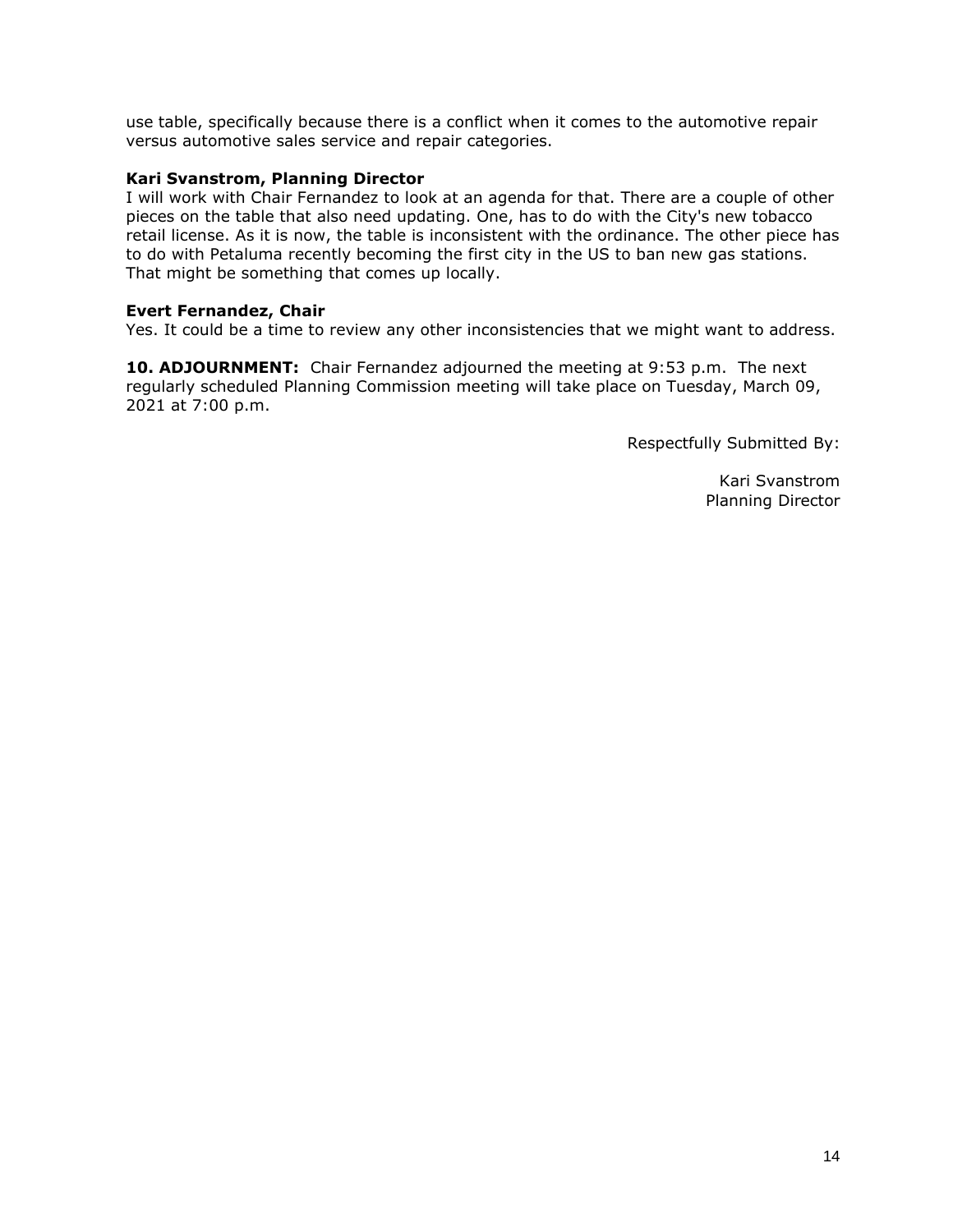use table, specifically because there is a conflict when it comes to the automotive repair versus automotive sales service and repair categories.

**Kari Svanstrom, Planning Director**
I will work with Chair Fernandez to look at an agenda for that. There are a couple of other pieces on the table that also need updating. One, has to do with the City's new tobacco retail license. As it is now, the table is inconsistent with the ordinance. The other piece has to do with Petaluma recently becoming the first city in the US to ban new gas stations. That might be something that comes up locally.

**Evert Fernandez, Chair**
Yes. It could be a time to review any other inconsistencies that we might want to address.

**10. ADJOURNMENT:** Chair Fernandez adjourned the meeting at 9:53 p.m. The next regularly scheduled Planning Commission meeting will take place on Tuesday, March 09, 2021 at 7:00 p.m.

Respectfully Submitted By:

Kari Svanstrom
Planning Director